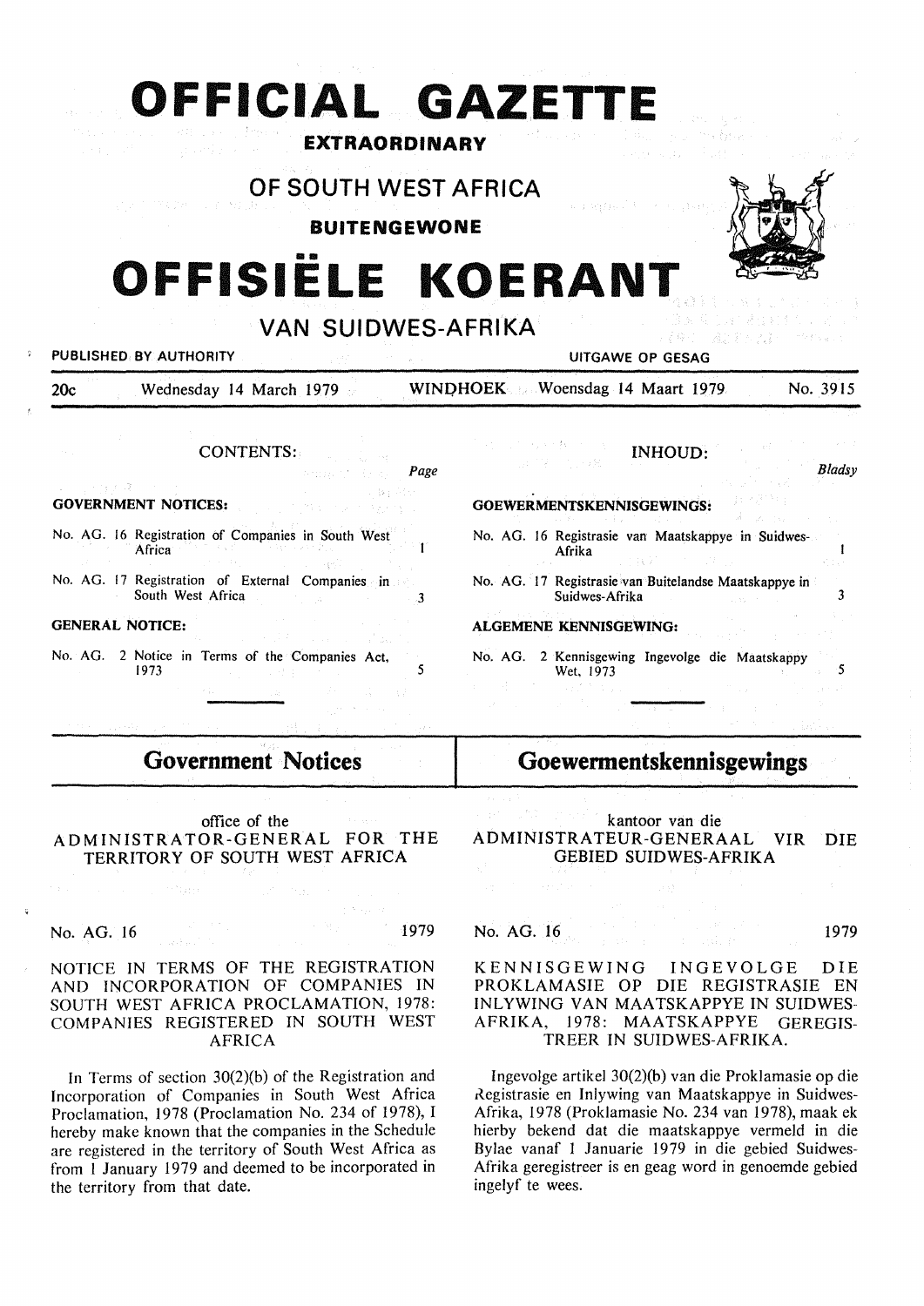# OFFICIAL GAZETTE

**EXTRAORDINARY**

## OF SOUTH WEST AFRICA

**BUITENGEWONE**

# OFFISIËLE KOERANT

## VAN SUIDWES-AFRIKA

PUBLISHED BY AUTHORITY — UITGAWE OP GESAG

20c — Wednesday 14 March 1979 — WINDHOEK — Woensdag 14 Maart 1979 — No. 3915

### CONTENTS:

| | Page |
|---|---|
| **GOVERNMENT NOTICES:** | |
| No. AG. 16 Registration of Companies in South West Africa | 1 |
| No. AG. 17 Registration of External Companies in South West Africa | 3 |
| **GENERAL NOTICE:** | |
| No. AG. 2 Notice in Terms of the Companies Act, 1973 | 5 |

### INHOUD:

| | Bladsy |
|---|---|
| **GOEWERMENTSKENNISGEWINGS:** | |
| No. AG. 16 Registrasie van Maatskappye in Suidwes-Afrika | 1 |
| No. AG. 17 Registrasie van Buitelandse Maatskappye in Suidwes-Afrika | 3 |
| **ALGEMENE KENNISGEWING:** | |
| No. AG. 2 Kennisgewing Ingevolge die Maatskappy Wet, 1973 | 5 |

## Government Notices

office of the
ADMINISTRATOR-GENERAL FOR THE TERRITORY OF SOUTH WEST AFRICA

No. AG. 16 — 1979

NOTICE IN TERMS OF THE REGISTRATION AND INCORPORATION OF COMPANIES IN SOUTH WEST AFRICA PROCLAMATION, 1978: COMPANIES REGISTERED IN SOUTH WEST AFRICA

In Terms of section 30(2)(b) of the Registration and Incorporation of Companies in South West Africa Proclamation, 1978 (Proclamation No. 234 of 1978), I hereby make known that the companies in the Schedule are registered in the territory of South West Africa as from 1 January 1979 and deemed to be incorporated in the territory from that date.

## Goewermentskennisgewings

kantoor van die
ADMINISTRATEUR-GENERAAL VIR DIE GEBIED SUIDWES-AFRIKA

No. AG. 16 — 1979

KENNISGEWING INGEVOLGE DIE PROKLAMASIE OP DIE REGISTRASIE EN INLYWING VAN MAATSKAPPYE IN SUIDWES-AFRIKA, 1978: MAATSKAPPYE GEREGISTREER IN SUIDWES-AFRIKA.

Ingevolge artikel 30(2)(b) van die Proklamasie op die Registrasie en Inlywing van Maatskappye in Suidwes-Afrika, 1978 (Proklamasie No. 234 van 1978), maak ek hierby bekend dat die maatskappye vermeld in die Bylae vanaf 1 Januarie 1979 in die gebied Suidwes-Afrika geregistreer is en geag word in genoemde gebied ingelyf te wees.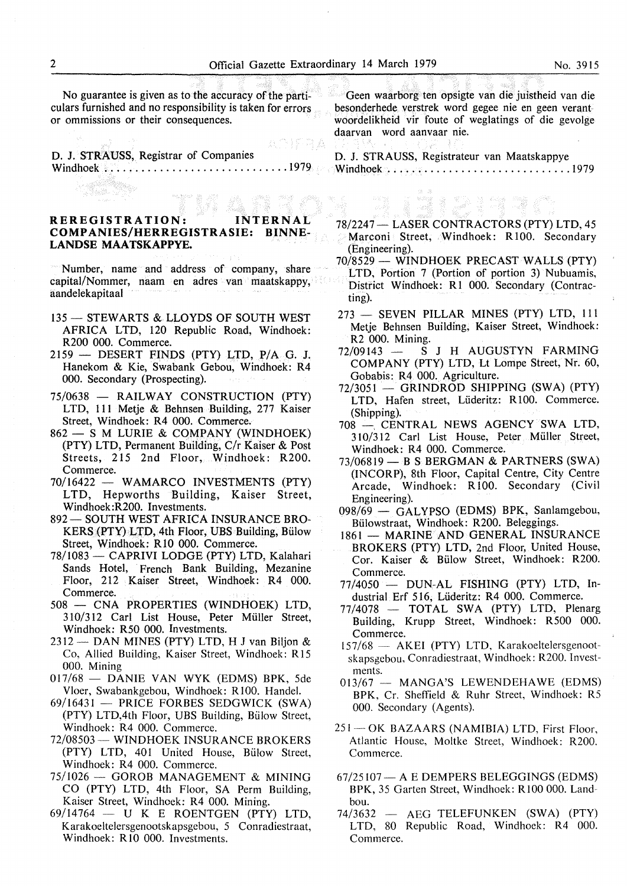No guarantee is given as to the accuracy of the particulars furnished and no responsibility is taken for errors or ommissions or their consequences.

D. J. STRAUSS, Registrar of Companies
Windhoek ..............................1979

Geen waarborg ten opsigte van die juistheid van die besonderhede verstrek word gegee nie en geen verantwoordelikheid vir foute of weglatings of die gevolge daarvan word aanvaar nie.

D. J. STRAUSS, Registrateur van Maatskappye
Windhoek ..............................1979

## REREGISTRATION: INTERNAL COMPANIES/HERREGISTRASIE: BINNELANDSE MAATSKAPPYE.

Number, name and address of company, share capital/Nommer, naam en adres van maatskappy, aandelekapitaal

- 135 — STEWARTS & LLOYDS OF SOUTH WEST AFRICA LTD, 120 Republic Road, Windhoek: R200 000. Commerce.
- 2159 — DESERT FINDS (PTY) LTD, P/A G. J. Hanekom & Kie, Swabank Gebou, Windhoek: R4 000. Secondary (Prospecting).
- 75/0638 — RAILWAY CONSTRUCTION (PTY) LTD, 111 Metje & Behnsen Building, 277 Kaiser Street, Windhoek: R4 000. Commerce.
- 862 — S M LURIE & COMPANY (WINDHOEK) (PTY) LTD, Permanent Building, C/r Kaiser & Post Streets, 215 2nd Floor, Windhoek: R200. Commerce.
- 70/16422 — WAMARCO INVESTMENTS (PTY) LTD, Hepworths Building, Kaiser Street, Windhoek:R200. Investments.
- 892 — SOUTH WEST AFRICA INSURANCE BROKERS (PTY) LTD, 4th Floor, UBS Building, Bülow Street, Windhoek: R10 000. Commerce.
- 78/1083 — CAPRIVI LODGE (PTY) LTD, Kalahari Sands Hotel, French Bank Building, Mezanine Floor, 212 Kaiser Street, Windhoek: R4 000. Commerce.
- 508 — CNA PROPERTIES (WINDHOEK) LTD, 310/312 Carl List House, Peter Müller Street, Windhoek: R50 000. Investments.
- 2312 — DAN MINES (PTY) LTD, H J van Biljon & Co, Allied Building, Kaiser Street, Windhoek: R15 000. Mining
- 017/68 — DANIE VAN WYK (EDMS) BPK, 5de Vloer, Swabankgebou, Windhoek: R100. Handel.
- 69/16431 — PRICE FORBES SEDGWICK (SWA) (PTY) LTD,4th Floor, UBS Building, Bülow Street, Windhoek: R4 000. Commerce.
- 72/08503 — WINDHOEK INSURANCE BROKERS (PTY) LTD, 401 United House, Bülow Street, Windhoek: R4 000. Commerce.
- 75/1026 — GOROB MANAGEMENT & MINING CO (PTY) LTD, 4th Floor, SA Perm Building, Kaiser Street, Windhoek: R4 000. Mining.
- 69/14764 — U K E ROENTGEN (PTY) LTD, Karakoeltelersgenootskapsgebou, 5 Conradiestraat, Windhoek: R10 000. Investments.
- 78/2247 — LASER CONTRACTORS (PTY) LTD, 45 Marconi Street, Windhoek: R100. Secondary (Engineering).
- 70/8529 — WINDHOEK PRECAST WALLS (PTY) LTD, Portion 7 (Portion of portion 3) Nubuamis, District Windhoek: R1 000. Secondary (Contracting).
- 273 — SEVEN PILLAR MINES (PTY) LTD, 111 Metje Behnsen Building, Kaiser Street, Windhoek: R2 000. Mining.
- 72/09143 — S J H AUGUSTYN FARMING COMPANY (PTY) LTD, Lt Lompe Street, Nr. 60, Gobabis: R4 000. Agriculture.
- 72/3051 — GRINDROD SHIPPING (SWA) (PTY) LTD, Hafen street, Lüderitz: R100. Commerce. (Shipping).
- 708 — CENTRAL NEWS AGENCY SWA LTD, 310/312 Carl List House, Peter Müller Street, Windhoek: R4 000. Commerce.
- 73/06819 — B S BERGMAN & PARTNERS (SWA) (INCORP), 8th Floor, Capital Centre, City Centre Arcade, Windhoek: R100. Secondary (Civil Engineering).
- 098/69 — GALYPSO (EDMS) BPK, Sanlamgebou, Bülowstraat, Windhoek: R200. Beleggings.
- 1861 — MARINE AND GENERAL INSURANCE BROKERS (PTY) LTD, 2nd Floor, United House, Cor. Kaiser & Bülow Street, Windhoek: R200. Commerce.
- 77/4050 — DUN-AL FISHING (PTY) LTD, Industrial Erf 516, Lüderitz: R4 000. Commerce.
- 77/4078 — TOTAL SWA (PTY) LTD, Plenarg Building, Krupp Street, Windhoek: R500 000. Commerce.
- 157/68 — AKEI (PTY) LTD, Karakoeltelersgenootskapsgebou, Conradiestraat, Windhoek: R200. Investments.
- 013/67 — MANGA'S LEWENDEHAWE (EDMS) BPK, Cr. Sheffield & Ruhr Street, Windhoek: R5 000. Secondary (Agents).
- 251 — OK BAZAARS (NAMIBIA) LTD, First Floor, Atlantic House, Moltke Street, Windhoek: R200. Commerce.
- 67/25107 — A E DEMPERS BELEGGINGS (EDMS) BPK, 35 Garten Street, Windhoek: R100 000. Landbou.
- 74/3632 — AEG TELEFUNKEN (SWA) (PTY) LTD, 80 Republic Road, Windhoek: R4 000. Commerce.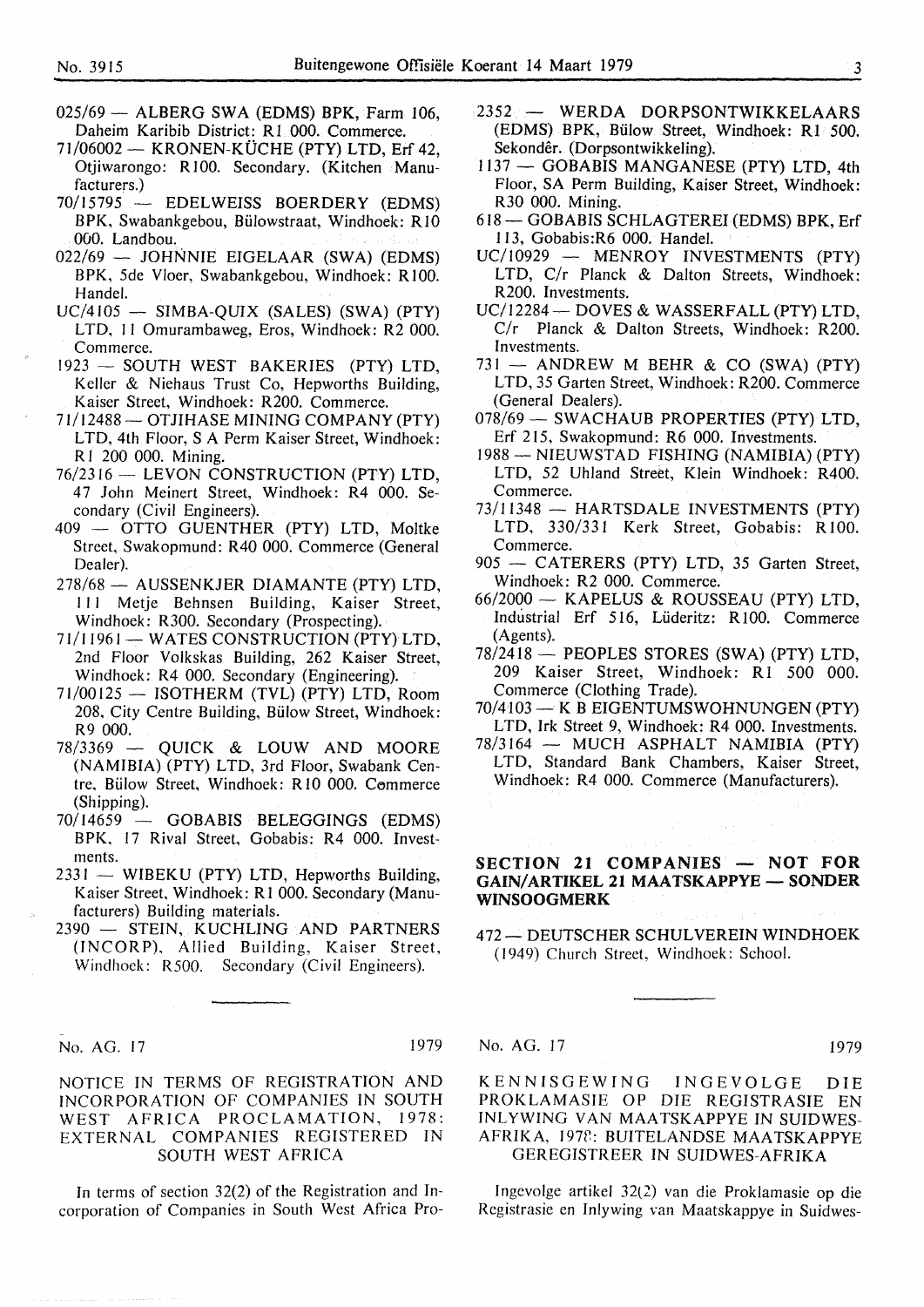025/69 — ALBERG SWA (EDMS) BPK, Farm 106, Daheim Karibib District: R1 000. Commerce.

71/06002 — KRONEN-KÜCHE (PTY) LTD, Erf 42, Otjiwarongo: R100. Secondary. (Kitchen Manufacturers.)

70/15795 — EDELWEISS BOERDERY (EDMS) BPK, Swabankgebou, Bülowstraat, Windhoek: R10 000. Landbou.

022/69 — JOHNNIE EIGELAAR (SWA) (EDMS) BPK, 5de Vloer, Swabankgebou, Windhoek: R100. Handel.

UC/4105 — SIMBA-QUIX (SALES) (SWA) (PTY) LTD, 11 Omurambaweg, Eros, Windhoek: R2 000. Commerce.

1923 — SOUTH WEST BAKERIES (PTY) LTD, Keller & Niehaus Trust Co, Hepworths Building, Kaiser Street, Windhoek: R200. Commerce.

71/12488 — OTJIHASE MINING COMPANY (PTY) LTD, 4th Floor, S A Perm Kaiser Street, Windhoek: R1 200 000. Mining.

76/2316 — LEVON CONSTRUCTION (PTY) LTD, 47 John Meinert Street, Windhoek: R4 000. Secondary (Civil Engineers).

409 — OTTO GUENTHER (PTY) LTD, Moltke Street, Swakopmund: R40 000. Commerce (General Dealer).

278/68 — AUSSENKJER DIAMANTE (PTY) LTD, 111 Metje Behnsen Building, Kaiser Street, Windhoek: R300. Secondary (Prospecting).

71/11961 — WATES CONSTRUCTION (PTY) LTD, 2nd Floor Volkskas Building, 262 Kaiser Street, Windhoek: R4 000. Secondary (Engineering).

71/00125 — ISOTHERM (TVL) (PTY) LTD, Room 208, City Centre Building, Bülow Street, Windhoek: R9 000.

78/3369 — QUICK & LOUW AND MOORE (NAMIBIA) (PTY) LTD, 3rd Floor, Swabank Centre, Bülow Street, Windhoek: R10 000. Commerce (Shipping).

70/14659 — GOBABIS BELEGGINGS (EDMS) BPK, 17 Rival Street, Gobabis: R4 000. Investments.

2331 — WIBEKU (PTY) LTD, Hepworths Building, Kaiser Street, Windhoek: R1 000. Secondary (Manufacturers) Building materials.

2390 — STEIN, KUCHLING AND PARTNERS (INCORP), Allied Building, Kaiser Street, Windhoek: R500. Secondary (Civil Engineers).

2352 — WERDA DORPSONTWIKKELAARS (EDMS) BPK, Bülow Street, Windhoek: R1 500. Sekondêr. (Dorpsontwikkeling).

1137 — GOBABIS MANGANESE (PTY) LTD, 4th Floor, SA Perm Building, Kaiser Street, Windhoek: R30 000. Mining.

618 — GOBABIS SCHLAGTEREI (EDMS) BPK, Erf 113, Gobabis:R6 000. Handel.

UC/10929 — MENROY INVESTMENTS (PTY) LTD, C/r Planck & Dalton Streets, Windhoek: R200. Investments.

UC/12284 — DOVES & WASSERFALL (PTY) LTD, C/r Planck & Dalton Streets, Windhoek: R200. Investments.

731 — ANDREW M BEHR & CO (SWA) (PTY) LTD, 35 Garten Street, Windhoek: R200. Commerce (General Dealers).

078/69 — SWACHAUB PROPERTIES (PTY) LTD, Erf 215, Swakopmund: R6 000. Investments.

1988 — NIEUWSTAD FISHING (NAMIBIA) (PTY) LTD, 52 Uhland Street, Klein Windhoek: R400. Commerce.

73/11348 — HARTSDALE INVESTMENTS (PTY) LTD, 330/331 Kerk Street, Gobabis: R100. Commerce.

905 — CATERERS (PTY) LTD, 35 Garten Street, Windhoek: R2 000. Commerce.

66/2000 — KAPELUS & ROUSSEAU (PTY) LTD, Industrial Erf 516, Lüderitz: R100. Commerce (Agents).

78/2418 — PEOPLES STORES (SWA) (PTY) LTD, 209 Kaiser Street, Windhoek: R1 500 000. Commerce (Clothing Trade).

70/4103 — K B EIGENTUMSWOHNUNGEN (PTY) LTD, Irk Street 9, Windhoek: R4 000. Investments.

78/3164 — MUCH ASPHALT NAMIBIA (PTY) LTD, Standard Bank Chambers, Kaiser Street, Windhoek: R4 000. Commerce (Manufacturers).

**SECTION 21 COMPANIES — NOT FOR GAIN/ARTIKEL 21 MAATSKAPPYE — SONDER WINSOOGMERK**

472 — DEUTSCHER SCHULVEREIN WINDHOEK (1949) Church Street, Windhoek: School.

---

No. AG. 17 1979

NOTICE IN TERMS OF REGISTRATION AND INCORPORATION OF COMPANIES IN SOUTH WEST AFRICA PROCLAMATION, 1978: EXTERNAL COMPANIES REGISTERED IN SOUTH WEST AFRICA

In terms of section 32(2) of the Registration and Incorporation of Companies in South West Africa Pro-

No. AG. 17 1979

KENNISGEWING INGEVOLGE DIE PROKLAMASIE OP DIE REGISTRASIE EN INLYWING VAN MAATSKAPPYE IN SUIDWES-AFRIKA, 1978: BUITELANDSE MAATSKAPPYE GEREGISTREER IN SUIDWES-AFRIKA

Ingevolge artikel 32(2) van die Proklamasie op die Registrasie en Inlywing van Maatskappye in Suidwes-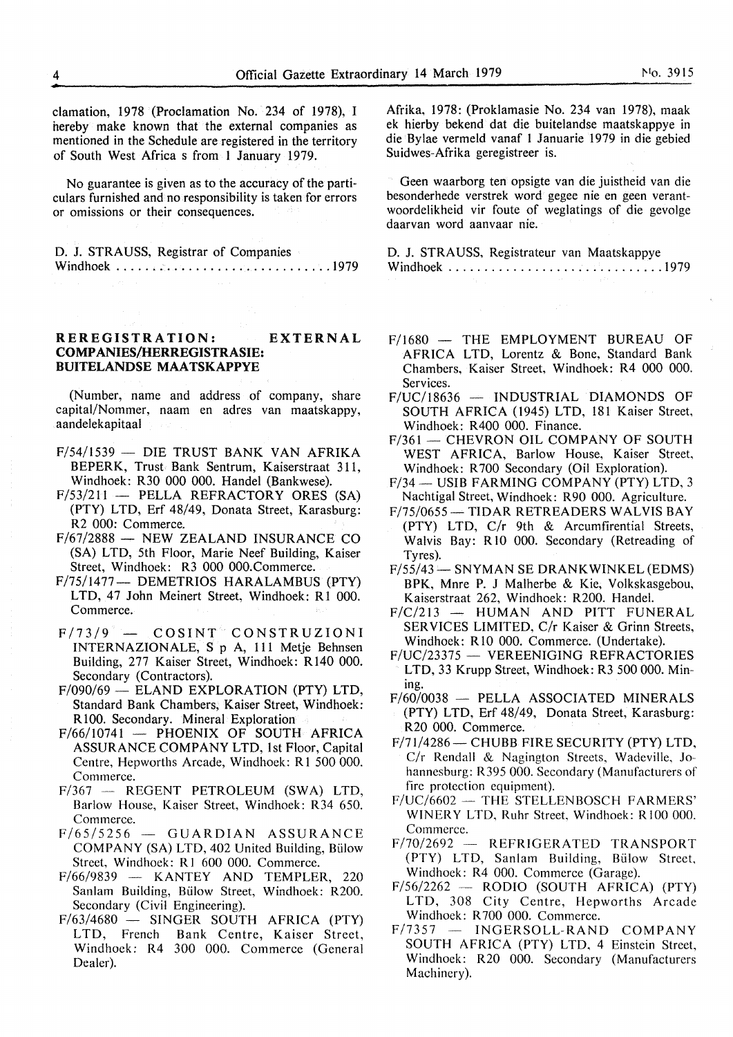clamation, 1978 (Proclamation No. 234 of 1978), I hereby make known that the external companies as mentioned in the Schedule are registered in the territory of South West Africa s from 1 January 1979.

No guarantee is given as to the accuracy of the particulars furnished and no responsibility is taken for errors or omissions or their consequences.

D. J. STRAUSS, Registrar of Companies
Windhoek .............................. 1979

Afrika, 1978: (Proklamasie No. 234 van 1978), maak ek hierby bekend dat die buitelandse maatskappye in die Bylae vermeld vanaf 1 Januarie 1979 in die gebied Suidwes-Afrika geregistreer is.

Geen waarborg ten opsigte van die juistheid van die besonderhede verstrek word gegee nie en geen verantwoordelikheid vir foute of weglatings of die gevolge daarvan word aanvaar nie.

D. J. STRAUSS, Registrateur van Maatskappye
Windhoek .............................. 1979

## REREGISTRATION: EXTERNAL COMPANIES/HERREGISTRASIE: BUITELANDSE MAATSKAPPYE

(Number, name and address of company, share capital/Nommer, naam en adres van maatskappy, aandelekapitaal

F/54/1539 — DIE TRUST BANK VAN AFRIKA BEPERK, Trust Bank Sentrum, Kaiserstraat 311, Windhoek: R30 000 000. Handel (Bankwese).

F/53/211 — PELLA REFRACTORY ORES (SA) (PTY) LTD, Erf 48/49, Donata Street, Karasburg: R2 000: Commerce.

F/67/2888 — NEW ZEALAND INSURANCE CO (SA) LTD, 5th Floor, Marie Neef Building, Kaiser Street, Windhoek: R3 000 000.Commerce.

F/75/1477 — DEMETRIOS HARALAMBUS (PTY) LTD, 47 John Meinert Street, Windhoek: R1 000. Commerce.

F/73/9 — COSINT CONSTRUZIONI INTERNAZIONALE, S p A, 111 Metje Behnsen Building, 277 Kaiser Street, Windhoek: R140 000. Secondary (Contractors).

F/090/69 — ELAND EXPLORATION (PTY) LTD, Standard Bank Chambers, Kaiser Street, Windhoek: R100. Secondary. Mineral Exploration

F/66/10741 — PHOENIX OF SOUTH AFRICA ASSURANCE COMPANY LTD, 1st Floor, Capital Centre, Hepworths Arcade, Windhoek: R1 500 000. Commerce.

F/367 — REGENT PETROLEUM (SWA) LTD, Barlow House, Kaiser Street, Windhoek: R34 650. Commerce.

F/65/5256 — GUARDIAN ASSURANCE COMPANY (SA) LTD, 402 United Building, Bülow Street, Windhoek: R1 600 000. Commerce.

F/66/9839 — KANTEY AND TEMPLER, 220 Sanlam Building, Bülow Street, Windhoek: R200. Secondary (Civil Engineering).

F/63/4680 — SINGER SOUTH AFRICA (PTY) LTD, French Bank Centre, Kaiser Street, Windhoek: R4 300 000. Commerce (General Dealer).

F/1680 — THE EMPLOYMENT BUREAU OF AFRICA LTD, Lorentz & Bone, Standard Bank Chambers, Kaiser Street, Windhoek: R4 000 000. Services.

F/UC/18636 — INDUSTRIAL DIAMONDS OF SOUTH AFRICA (1945) LTD, 181 Kaiser Street, Windhoek: R400 000. Finance.

F/361 — CHEVRON OIL COMPANY OF SOUTH WEST AFRICA, Barlow House, Kaiser Street, Windhoek: R700 Secondary (Oil Exploration).

F/34 — USIB FARMING COMPANY (PTY) LTD, 3 Nachtigal Street, Windhoek: R90 000. Agriculture.

F/75/0655 — TIDAR RETREADERS WALVIS BAY (PTY) LTD, C/r 9th & Arcumfirential Streets, Walvis Bay: R10 000. Secondary (Retreading of Tyres).

F/55/43 — SNYMAN SE DRANKWINKEL (EDMS) BPK, Mnre P. J Malherbe & Kie, Volkskasgebou, Kaiserstraat 262, Windhoek: R200. Handel.

F/C/213 — HUMAN AND PITT FUNERAL SERVICES LIMITED, C/r Kaiser & Grinn Streets, Windhoek: R10 000. Commerce. (Undertake).

F/UC/23375 — VEREENIGING REFRACTORIES LTD, 33 Krupp Street, Windhoek: R3 500 000. Mining.

F/60/0038 — PELLA ASSOCIATED MINERALS (PTY) LTD, Erf 48/49, Donata Street, Karasburg: R20 000. Commerce.

F/71/4286 — CHUBB FIRE SECURITY (PTY) LTD, C/r Rendall & Nagington Streets, Wadeville, Johannesburg: R395 000. Secondary (Manufacturers of fire protection equipment).

F/UC/6602 — THE STELLENBOSCH FARMERS' WINERY LTD, Ruhr Street, Windhoek: R100 000. Commerce.

F/70/2692 — REFRIGERATED TRANSPORT (PTY) LTD, Sanlam Building, Bülow Street, Windhoek: R4 000. Commerce (Garage).

F/56/2262 — RODIO (SOUTH AFRICA) (PTY) LTD, 308 City Centre, Hepworths Arcade Windhoek: R700 000. Commerce.

F/7357 — INGERSOLL-RAND COMPANY SOUTH AFRICA (PTY) LTD, 4 Einstein Street, Windhoek: R20 000. Secondary (Manufacturers Machinery).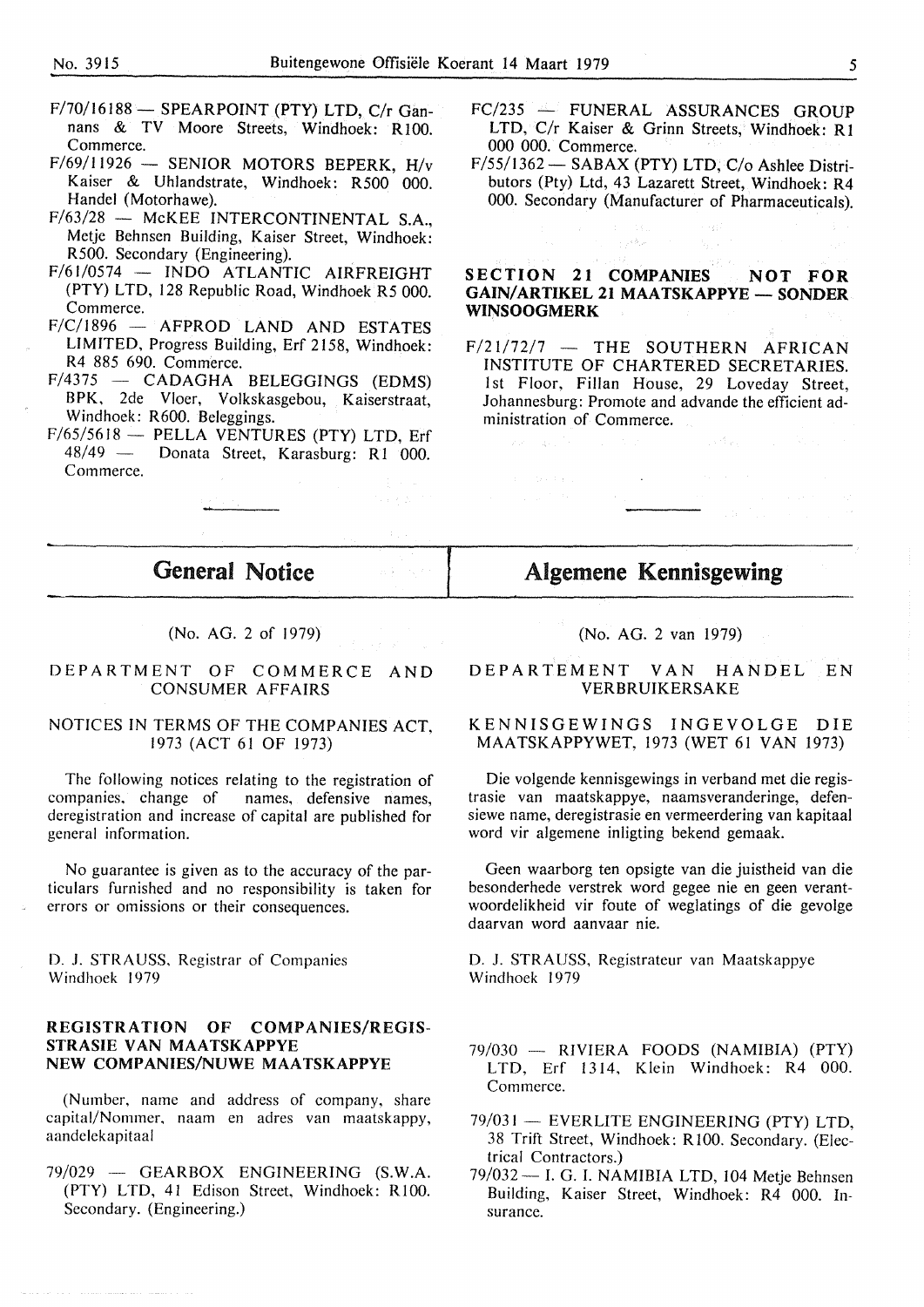F/70/16188 — SPEARPOINT (PTY) LTD, C/r Gannans & TV Moore Streets, Windhoek: R100. Commerce.

F/69/11926 — SENIOR MOTORS BEPERK, H/v Kaiser & Uhlandstrate, Windhoek: R500 000. Handel (Motorhawe).

F/63/28 — McKEE INTERCONTINENTAL S.A., Metje Behnsen Building, Kaiser Street, Windhoek: R500. Secondary (Engineering).

F/61/0574 — INDO ATLANTIC AIRFREIGHT (PTY) LTD, 128 Republic Road, Windhoek R5 000. Commerce.

F/C/1896 — AFPROD LAND AND ESTATES LIMITED, Progress Building, Erf 2158, Windhoek: R4 885 690. Commerce.

F/4375 — CADAGHA BELEGGINGS (EDMS) BPK, 2de Vloer, Volkskasgebou, Kaiserstraat, Windhoek: R600. Beleggings.

F/65/5618 — PELLA VENTURES (PTY) LTD, Erf 48/49 — Donata Street, Karasburg: R1 000. Commerce.

FC/235 — FUNERAL ASSURANCES GROUP LTD, C/r Kaiser & Grinn Streets, Windhoek: R1 000 000. Commerce.

F/55/1362 — SABAX (PTY) LTD, C/o Ashlee Distributors (Pty) Ltd, 43 Lazarett Street, Windhoek: R4 000. Secondary (Manufacturer of Pharmaceuticals).

**SECTION 21 COMPANIES NOT FOR GAIN/ARTIKEL 21 MAATSKAPPYE — SONDER WINSOOGMERK**

F/21/72/7 — THE SOUTHERN AFRICAN INSTITUTE OF CHARTERED SECRETARIES. 1st Floor, Fillan House, 29 Loveday Street, Johannesburg: Promote and advande the efficient administration of Commerce.

## General Notice

(No. AG. 2 of 1979)

DEPARTMENT OF COMMERCE AND CONSUMER AFFAIRS

NOTICES IN TERMS OF THE COMPANIES ACT, 1973 (ACT 61 OF 1973)

The following notices relating to the registration of companies, change of names, defensive names, deregistration and increase of capital are published for general information.

No guarantee is given as to the accuracy of the particulars furnished and no responsibility is taken for errors or omissions or their consequences.

D. J. STRAUSS, Registrar of Companies
Windhoek 1979

## Algemene Kennisgewing

(No. AG. 2 van 1979)

DEPARTEMENT VAN HANDEL EN VERBRUIKERSAKE

KENNISGEWINGS INGEVOLGE DIE MAATSKAPPYWET, 1973 (WET 61 VAN 1973)

Die volgende kennisgewings in verband met die registrasie van maatskappye, naamsveranderinge, defensiewe name, deregistrasie en vermeerdering van kapitaal word vir algemene inligting bekend gemaak.

Geen waarborg ten opsigte van die juistheid van die besonderhede verstrek word gegee nie en geen verantwoordelikheid vir foute of weglatings of die gevolge daarvan word aanvaar nie.

D. J. STRAUSS, Registrateur van Maatskappye
Windhoek 1979

**REGISTRATION OF COMPANIES/REGISTRASIE VAN MAATSKAPPYE**
**NEW COMPANIES/NUWE MAATSKAPPYE**

(Number, name and address of company, share capital/Nommer, naam en adres van maatskappy, aandelekapitaal

79/029 — GEARBOX ENGINEERING (S.W.A. (PTY) LTD, 41 Edison Street, Windhoek: R100. Secondary. (Engineering.)

79/030 — RIVIERA FOODS (NAMIBIA) (PTY) LTD, Erf 1314, Klein Windhoek: R4 000. Commerce.

79/031 — EVERLITE ENGINEERING (PTY) LTD, 38 Trift Street, Windhoek: R100. Secondary. (Electrical Contractors.)

79/032 — I. G. I. NAMIBIA LTD, 104 Metje Behnsen Building, Kaiser Street, Windhoek: R4 000. Insurance.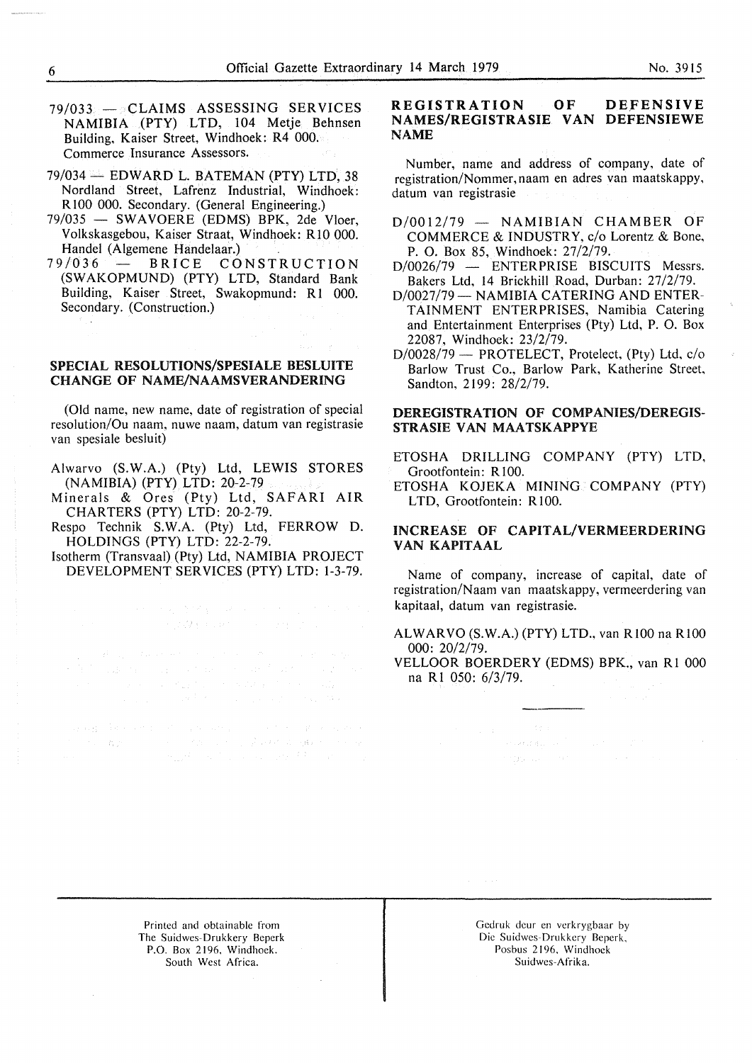79/033 — CLAIMS ASSESSING SERVICES NAMIBIA (PTY) LTD, 104 Metje Behnsen Building, Kaiser Street, Windhoek: R4 000. Commerce Insurance Assessors.

79/034 — EDWARD L. BATEMAN (PTY) LTD, 38 Nordland Street, Lafrenz Industrial, Windhoek: R100 000. Secondary. (General Engineering.)

79/035 — SWAVOERE (EDMS) BPK, 2de Vloer, Volkskasgebou, Kaiser Straat, Windhoek: R10 000. Handel (Algemene Handelaar.)

79/036 — BRICE CONSTRUCTION (SWAKOPMUND) (PTY) LTD, Standard Bank Building, Kaiser Street, Swakopmund: R1 000. Secondary. (Construction.)

## SPECIAL RESOLUTIONS/SPESIALE BESLUITE CHANGE OF NAME/NAAMSVERANDERING

(Old name, new name, date of registration of special resolution/Ou naam, nuwe naam, datum van registrasie van spesiale besluit)

Alwarvo (S.W.A.) (Pty) Ltd, LEWIS STORES (NAMIBIA) (PTY) LTD: 20-2-79

Minerals & Ores (Pty) Ltd, SAFARI AIR CHARTERS (PTY) LTD: 20-2-79.

Respo Technik S.W.A. (Pty) Ltd, FERROW D. HOLDINGS (PTY) LTD: 22-2-79.

Isotherm (Transvaal) (Pty) Ltd, NAMIBIA PROJECT DEVELOPMENT SERVICES (PTY) LTD: 1-3-79.

## REGISTRATION OF DEFENSIVE NAMES/REGISTRASIE VAN DEFENSIEWE NAME

Number, name and address of company, date of registration/Nommer, naam en adres van maatskappy, datum van registrasie

D/0012/79 — NAMIBIAN CHAMBER OF COMMERCE & INDUSTRY, c/o Lorentz & Bone, P. O. Box 85, Windhoek: 27/2/79.

D/0026/79 — ENTERPRISE BISCUITS Messrs. Bakers Ltd, 14 Brickhill Road, Durban: 27/2/79.

D/0027/79 — NAMIBIA CATERING AND ENTERTAINMENT ENTERPRISES, Namibia Catering and Entertainment Enterprises (Pty) Ltd, P. O. Box 22087, Windhoek: 23/2/79.

D/0028/79 — PROTELECT, Protelect, (Pty) Ltd, c/o Barlow Trust Co., Barlow Park, Katherine Street, Sandton, 2199: 28/2/79.

## DEREGISTRATION OF COMPANIES/DEREGISTRASIE VAN MAATSKAPPYE

ETOSHA DRILLING COMPANY (PTY) LTD, Grootfontein: R100.

ETOSHA KOJEKA MINING COMPANY (PTY) LTD, Grootfontein: R100.

## INCREASE OF CAPITAL/VERMEERDERING VAN KAPITAAL

Name of company, increase of capital, date of registration/Naam van maatskappy, vermeerdering van kapitaal, datum van registrasie.

ALWARVO (S.W.A.) (PTY) LTD., van R100 na R100 000: 20/2/79.

VELLOOR BOERDERY (EDMS) BPK., van R1 000 na R1 050: 6/3/79.

---

Printed and obtainable from The Suidwes-Drukkery Beperk P.O. Box 2196, Windhoek. South West Africa.

Gedruk deur en verkrygbaar by Die Suidwes-Drukkery Beperk, Posbus 2196, Windhoek Suidwes-Afrika.